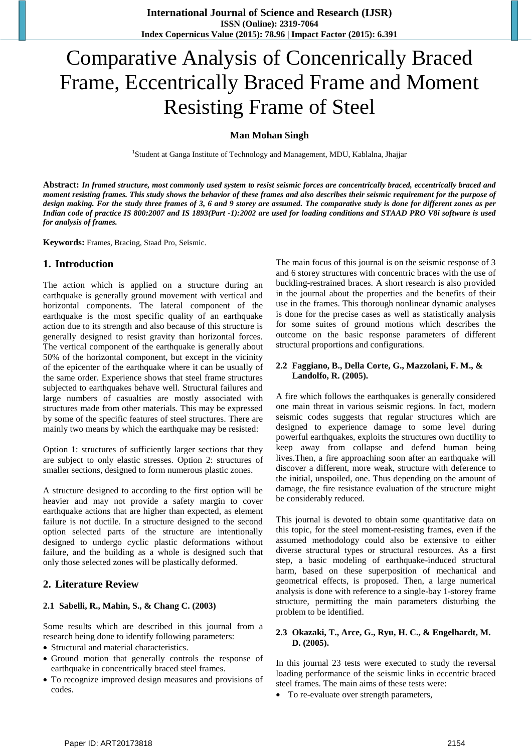# Comparative Analysis of Concenrically Braced Frame, Eccentrically Braced Frame and Moment Resisting Frame of Steel

**Man Mohan Singh**

[1]Student at Ganga Institute of Technology and Management, MDU, Kablalna, Jhajjar

**Abstract:** ***In framed structure, most commonly used system to resist seismic forces are concentrically braced, eccentrically braced and moment resisting frames. This study shows the behavior of these frames and also describes their seismic requirement for the purpose of design making. For the study three frames of 3, 6 and 9 storey are assumed. The comparative study is done for different zones as per Indian code of practice IS 800:2007 and IS 1893(Part -1):2002 are used for loading conditions and STAAD PRO V8i software is used for analysis of frames.***

**Keywords:** Frames, Bracing, Staad Pro, Seismic.

## 1. Introduction

The action which is applied on a structure during an earthquake is generally ground movement with vertical and horizontal components. The lateral component of the earthquake is the most specific quality of an earthquake action due to its strength and also because of this structure is generally designed to resist gravity than horizontal forces. The vertical component of the earthquake is generally about 50% of the horizontal component, but except in the vicinity of the epicenter of the earthquake where it can be usually of the same order. Experience shows that steel frame structures subjected to earthquakes behave well. Structural failures and large numbers of casualties are mostly associated with structures made from other materials. This may be expressed by some of the specific features of steel structures. There are mainly two means by which the earthquake may be resisted:

Option 1: structures of sufficiently larger sections that they are subject to only elastic stresses. Option 2: structures of smaller sections, designed to form numerous plastic zones.

A structure designed to according to the first option will be heavier and may not provide a safety margin to cover earthquake actions that are higher than expected, as element failure is not ductile. In a structure designed to the second option selected parts of the structure are intentionally designed to undergo cyclic plastic deformations without failure, and the building as a whole is designed such that only those selected zones will be plastically deformed.

## 2. Literature Review

### 2.1 Sabelli, R., Mahin, S., & Chang C. (2003)

Some results which are described in this journal from a research being done to identify following parameters:

- Structural and material characteristics.
- Ground motion that generally controls the response of earthquake in concentrically braced steel frames.
- To recognize improved design measures and provisions of codes.

The main focus of this journal is on the seismic response of 3 and 6 storey structures with concentric braces with the use of buckling-restrained braces. A short research is also provided in the journal about the properties and the benefits of their use in the frames. This thorough nonlinear dynamic analyses is done for the precise cases as well as statistically analysis for some suites of ground motions which describes the outcome on the basic response parameters of different structural proportions and configurations.

### 2.2 Faggiano, B., Della Corte, G., Mazzolani, F. M., & Landolfo, R. (2005).

A fire which follows the earthquakes is generally considered one main threat in various seismic regions. In fact, modern seismic codes suggests that regular structures which are designed to experience damage to some level during powerful earthquakes, exploits the structures own ductility to keep away from collapse and defend human being lives.Then, a fire approaching soon after an earthquake will discover a different, more weak, structure with deference to the initial, unspoiled, one. Thus depending on the amount of damage, the fire resistance evaluation of the structure might be considerably reduced.

This journal is devoted to obtain some quantitative data on this topic, for the steel moment-resisting frames, even if the assumed methodology could also be extensive to either diverse structural types or structural resources. As a first step, a basic modeling of earthquake-induced structural harm, based on these superposition of mechanical and geometrical effects, is proposed. Then, a large numerical analysis is done with reference to a single-bay 1-storey frame structure, permitting the main parameters disturbing the problem to be identified.

### 2.3 Okazaki, T., Arce, G., Ryu, H. C., & Engelhardt, M. D. (2005).

In this journal 23 tests were executed to study the reversal loading performance of the seismic links in eccentric braced steel frames. The main aims of these tests were:

- To re-evaluate over strength parameters,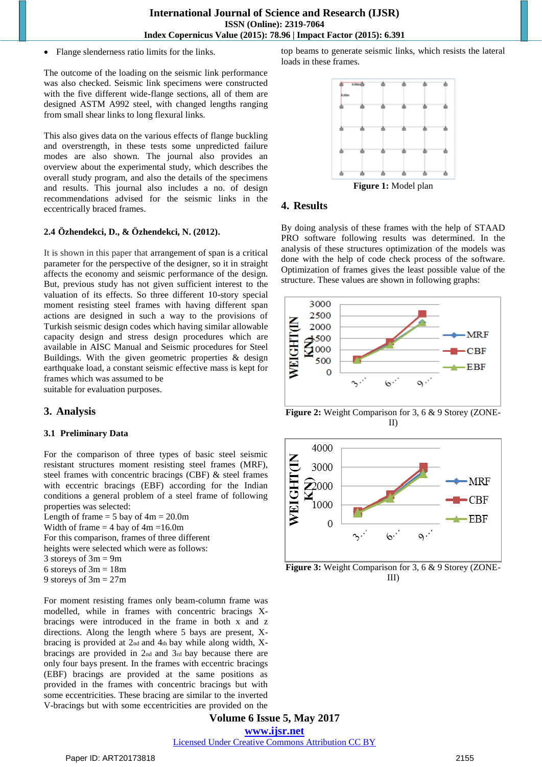- Flange slenderness ratio limits for the links.

The outcome of the loading on the seismic link performance was also checked. Seismic link specimens were constructed with the five different wide-flange sections, all of them are designed ASTM A992 steel, with changed lengths ranging from small shear links to long flexural links.

This also gives data on the various effects of flange buckling and overstrength, in these tests some unpredicted failure modes are also shown. The journal also provides an overview about the experimental study, which describes the overall study program, and also the details of the specimens and results. This journal also includes a no. of design recommendations advised for the seismic links in the eccentrically braced frames.

### 2.4 Özhendekci, D., & Özhendekci, N. (2012).

It is shown in this paper that arrangement of span is a critical parameter for the perspective of the designer, so it in straight affects the economy and seismic performance of the design. But, previous study has not given sufficient interest to the valuation of its effects. So three different 10-story special moment resisting steel frames with having different span actions are designed in such a way to the provisions of Turkish seismic design codes which having similar allowable capacity design and stress design procedures which are available in AISC Manual and Seismic procedures for Steel Buildings. With the given geometric properties & design earthquake load, a constant seismic effective mass is kept for frames which was assumed to be suitable for evaluation purposes.

## 3. Analysis

### 3.1 Preliminary Data

For the comparison of three types of basic steel seismic resistant structures moment resisting steel frames (MRF), steel frames with concentric bracings (CBF) & steel frames with eccentric bracings (EBF) according for the Indian conditions a general problem of a steel frame of following properties was selected:
Length of frame = 5 bay of 4m = 20.0m
Width of frame = 4 bay of 4m =16.0m
For this comparison, frames of three different heights were selected which were as follows:
3 storeys of 3m = 9m
6 storeys of 3m = 18m
9 storeys of 3m = 27m

For moment resisting frames only beam-column frame was modelled, while in frames with concentric bracings X-bracings were introduced in the frame in both x and z directions. Along the length where 5 bays are present, X-bracing is provided at 2nd and 4th bay while along width, X-bracings are provided in 2nd and 3rd bay because there are only four bays present. In the frames with eccentric bracings (EBF) bracings are provided at the same positions as provided in the frames with concentric bracings but with some eccentricities. These bracing are similar to the inverted V-bracings but with some eccentricities are provided on the top beams to generate seismic links, which resists the lateral loads in these frames.

**Figure 1:** Model plan

## 4. Results

By doing analysis of these frames with the help of STAAD PRO software following results was determined. In the analysis of these structures optimization of the models was done with the help of code check process of the software. Optimization of frames gives the least possible value of the structure. These values are shown in following graphs:

**Figure 2:** Weight Comparison for 3, 6 & 9 Storey (ZONE-II)

**Figure 3:** Weight Comparison for 3, 6 & 9 Storey (ZONE-III)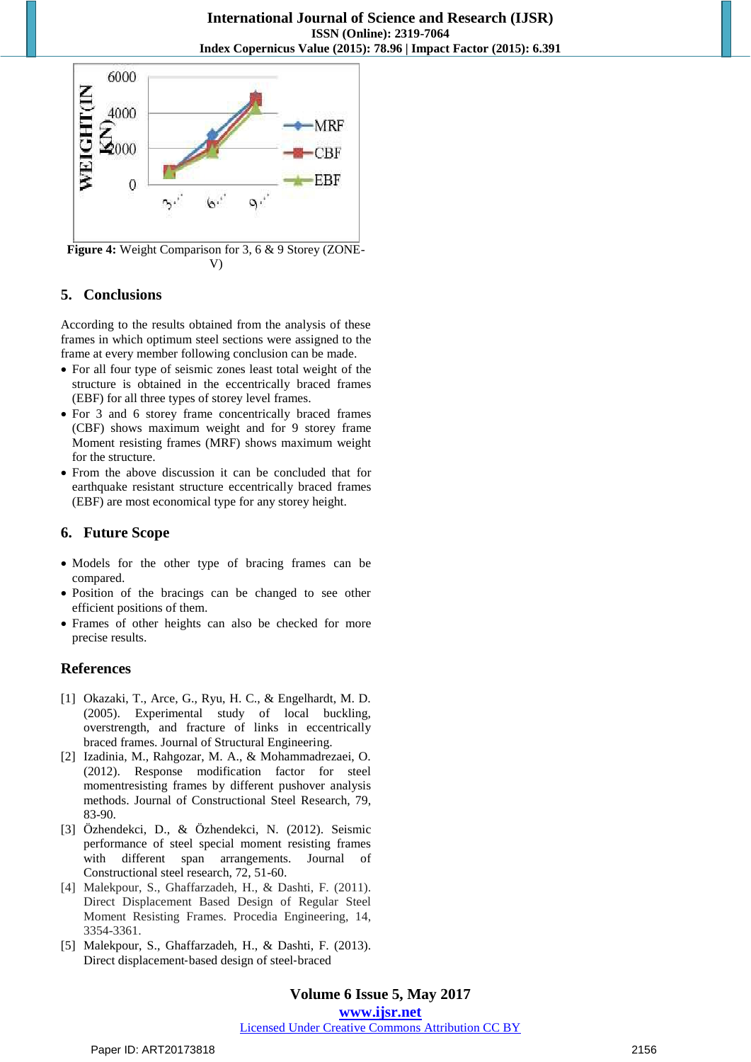Figure 4: Weight Comparison for 3, 6 & 9 Storey (ZONE-V)

## 5. Conclusions

According to the results obtained from the analysis of these frames in which optimum steel sections were assigned to the frame at every member following conclusion can be made.

- For all four type of seismic zones least total weight of the structure is obtained in the eccentrically braced frames (EBF) for all three types of storey level frames.
- For 3 and 6 storey frame concentrically braced frames (CBF) shows maximum weight and for 9 storey frame Moment resisting frames (MRF) shows maximum weight for the structure.
- From the above discussion it can be concluded that for earthquake resistant structure eccentrically braced frames (EBF) are most economical type for any storey height.

## 6. Future Scope

- Models for the other type of bracing frames can be compared.
- Position of the bracings can be changed to see other efficient positions of them.
- Frames of other heights can also be checked for more precise results.

## References

[1] Okazaki, T., Arce, G., Ryu, H. C., & Engelhardt, M. D. (2005). Experimental study of local buckling, overstrength, and fracture of links in eccentrically braced frames. Journal of Structural Engineering.

[2] Izadinia, M., Rahgozar, M. A., & Mohammadrezaei, O. (2012). Response modification factor for steel momentresisting frames by different pushover analysis methods. Journal of Constructional Steel Research, 79, 83-90.

[3] Özhendekci, D., & Özhendekci, N. (2012). Seismic performance of steel special moment resisting frames with different span arrangements. Journal of Constructional steel research, 72, 51-60.

[4] Malekpour, S., Ghaffarzadeh, H., & Dashti, F. (2011). Direct Displacement Based Design of Regular Steel Moment Resisting Frames. Procedia Engineering, 14, 3354-3361.

[5] Malekpour, S., Ghaffarzadeh, H., & Dashti, F. (2013). Direct displacement-based design of steel-braced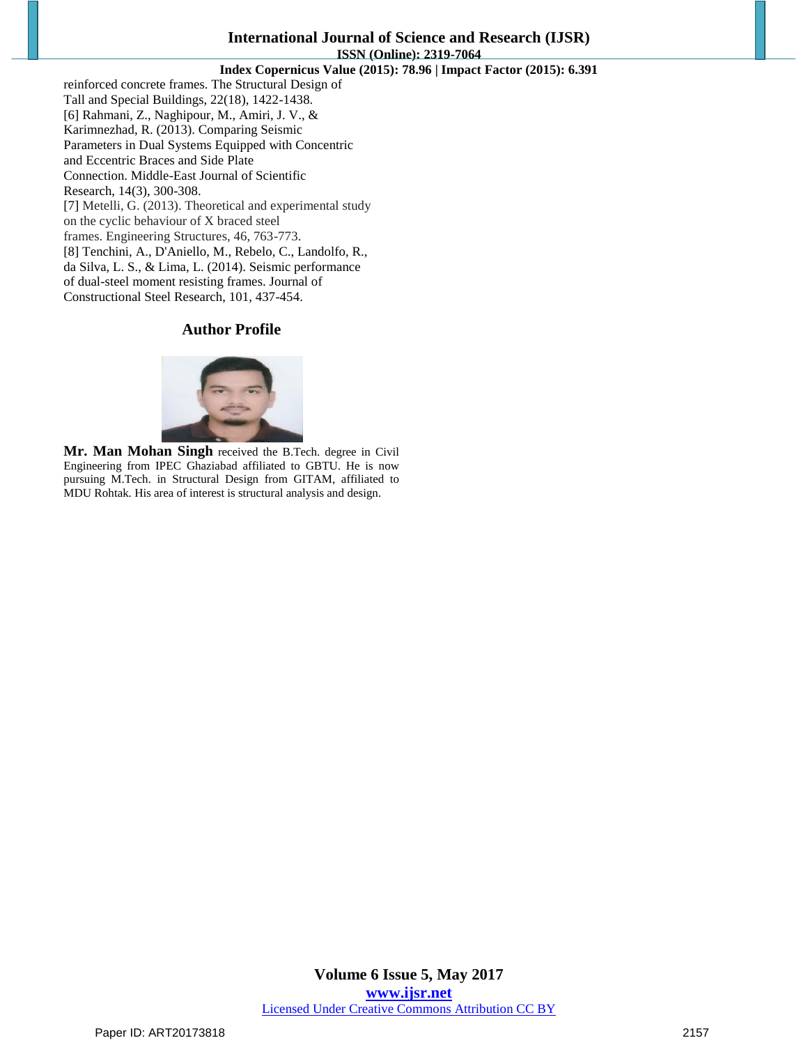reinforced concrete frames. The Structural Design of Tall and Special Buildings, 22(18), 1422-1438.

[6] Rahmani, Z., Naghipour, M., Amiri, J. V., & Karimnezhad, R. (2013). Comparing Seismic Parameters in Dual Systems Equipped with Concentric and Eccentric Braces and Side Plate Connection. Middle-East Journal of Scientific Research, 14(3), 300-308.

[7] Metelli, G. (2013). Theoretical and experimental study on the cyclic behaviour of X braced steel frames. Engineering Structures, 46, 763-773.

[8] Tenchini, A., D'Aniello, M., Rebelo, C., Landolfo, R., da Silva, L. S., & Lima, L. (2014). Seismic performance of dual-steel moment resisting frames. Journal of Constructional Steel Research, 101, 437-454.

## Author Profile

**Mr. Man Mohan Singh** received the B.Tech. degree in Civil Engineering from IPEC Ghaziabad affiliated to GBTU. He is now pursuing M.Tech. in Structural Design from GITAM, affiliated to MDU Rohtak. His area of interest is structural analysis and design.